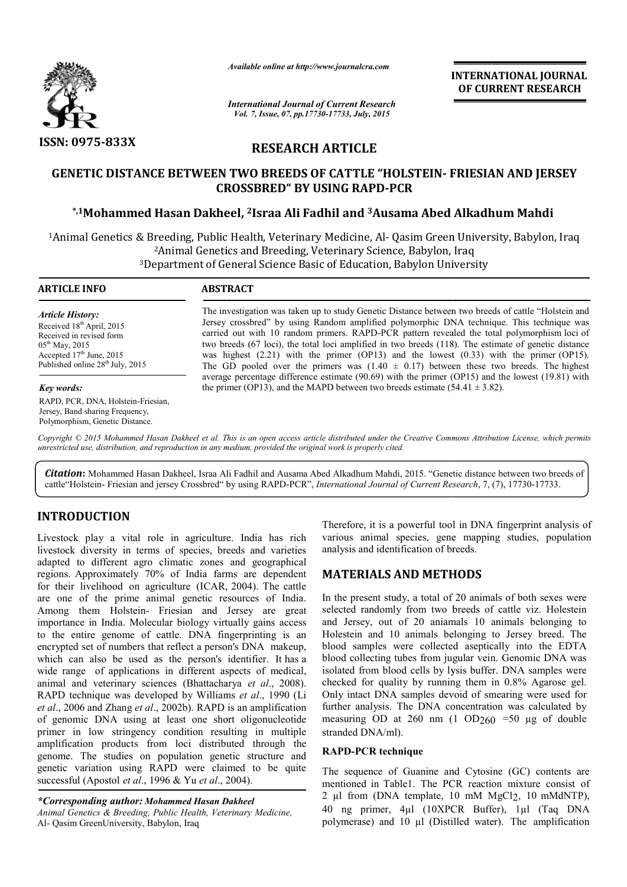*Available online at http://www.journalcra.com*

*International Journal of Current Research*
*Vol. 7, Issue, 07, pp.17730-17733, July, 2015*

**INTERNATIONAL JOURNAL OF CURRENT RESEARCH**

**ISSN: 0975-833X**

## RESEARCH ARTICLE

# GENETIC DISTANCE BETWEEN TWO BREEDS OF CATTLE "HOLSTEIN- FRIESIAN AND JERSEY CROSSBRED" BY USING RAPD-PCR

**\*,[1]Mohammed Hasan Dakheel, [2]Israa Ali Fadhil and [3]Ausama Abed Alkadhum Mahdi**

[1]Animal Genetics & Breeding, Public Health, Veterinary Medicine, Al- Qasim Green University, Babylon, Iraq
[2]Animal Genetics and Breeding, Veterinary Science, Babylon, Iraq
[3]Department of General Science Basic of Education, Babylon University

**ARTICLE INFO**

*Article History:*
Received 18th April, 2015
Received in revised form
05th May, 2015
Accepted 17th June, 2015
Published online 28th July, 2015

*Key words:*
RAPD, PCR, DNA, Holstein-Friesian, Jersey, Band sharing Frequency, Polymorphism, Genetic Distance.

**ABSTRACT**

The investigation was taken up to study Genetic Distance between two breeds of cattle "Holstein and Jersey crossbred" by using Random amplified polymorphic DNA technique. This technique was carried out with 10 random primers. RAPD-PCR pattern revealed the total polymorphism loci of two breeds (67 loci), the total loci amplified in two breeds (118). The estimate of genetic distance was highest (2.21) with the primer (OP13) and the lowest (0.33) with the primer (OP15). The GD pooled over the primers was (1.40 ± 0.17) between these two breeds. The highest average percentage difference estimate (90.69) with the primer (OP15) and the lowest (19.81) with the primer (OP13), and the MAPD between two breeds estimate (54.41 ± 3.82).

*Copyright © 2015 Mohammed Hasan Dakheel et al. This is an open access article distributed under the Creative Commons Attribution License, which permits unrestricted use, distribution, and reproduction in any medium, provided the original work is properly cited.*

**Citation:** Mohammed Hasan Dakheel, Israa Ali Fadhil and Ausama Abed Alkadhum Mahdi, 2015. "Genetic distance between two breeds of cattle"Holstein- Friesian and jersey Crossbred" by using RAPD-PCR", *International Journal of Current Research*, 7, (7), 17730-17733.

## INTRODUCTION

Livestock play a vital role in agriculture. India has rich livestock diversity in terms of species, breeds and varieties adapted to different agro climatic zones and geographical regions. Approximately 70% of India farms are dependent for their livelihood on agriculture (ICAR, 2004). The cattle are one of the prime animal genetic resources of India. Among them Holstein- Friesian and Jersey are great importance in India. Molecular biology virtually gains access to the entire genome of cattle. DNA fingerprinting is an encrypted set of numbers that reflect a person's DNA makeup, which can also be used as the person's identifier. It has a wide range of applications in different aspects of medical, animal and veterinary sciences (Bhattacharya *et al*., 2008). RAPD technique was developed by Williams *et al*., 1990 (Li *et al*., 2006 and Zhang *et al*., 2002b). RAPD is an amplification of genomic DNA using at least one short oligonucleotide primer in low stringency condition resulting in multiple amplification products from loci distributed through the genome. The studies on population genetic structure and genetic variation using RAPD were claimed to be quite successful (Apostol *et al*., 1996 & Yu *et al*., 2004).

*\*Corresponding author: Mohammed Hasan Dakheel*
*Animal Genetics & Breeding, Public Health, Veterinary Medicine, Al- Qasim GreenUniversity, Babylon, Iraq*

Therefore, it is a powerful tool in DNA fingerprint analysis of various animal species, gene mapping studies, population analysis and identification of breeds.

## MATERIALS AND METHODS

In the present study, a total of 20 animals of both sexes were selected randomly from two breeds of cattle viz. Holestein and Jersey, out of 20 aniamals 10 animals belonging to Holestein and 10 animals belonging to Jersey breed. The blood samples were collected aseptically into the EDTA blood collecting tubes from jugular vein. Genomic DNA was isolated from blood cells by lysis buffer. DNA samples were checked for quality by running them in 0.8% Agarose gel. Only intact DNA samples devoid of smearing were used for further analysis. The DNA concentration was calculated by measuring OD at 260 nm (1 $OD_{260}$ =50 µg of double stranded DNA/ml).

### RAPD-PCR technique

The sequence of Guanine and Cytosine (GC) contents are mentioned in Table1. The PCR reaction mixture consist of 2 µl from (DNA template, 10 mM $MgCl_2$, 10 mMdNTP), 40 ng primer, 4µl (10XPCR Buffer), 1µl (Taq DNA polymerase) and 10 µl (Distilled water). The amplification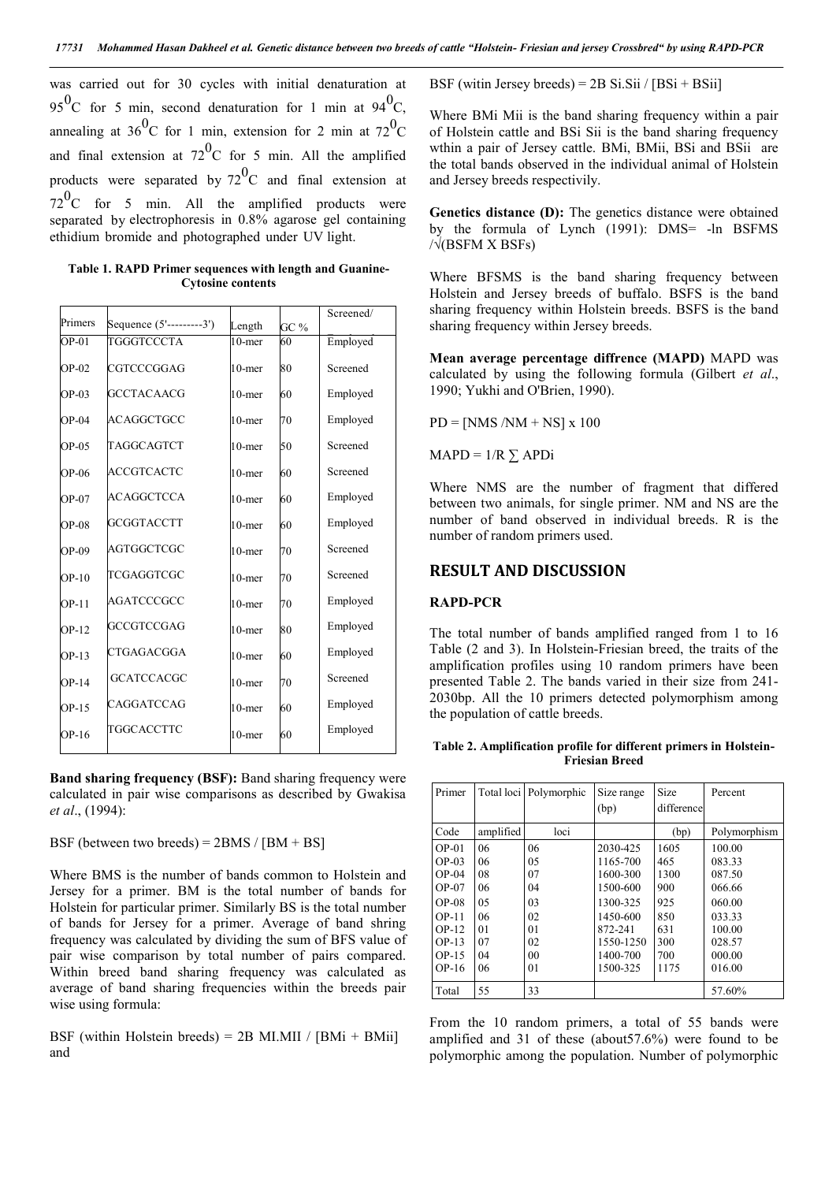was carried out for 30 cycles with initial denaturation at $95^0$C for 5 min, second denaturation for 1 min at $94^0$C, annealing at $36^0$C for 1 min, extension for 2 min at $72^0$C and final extension at $72^0$C for 5 min. All the amplified products were separated by $72^0$C and final extension at $72^0$C for 5 min. All the amplified products were separated by electrophoresis in 0.8% agarose gel containing ethidium bromide and photographed under UV light.

**Table 1. RAPD Primer sequences with length and Guanine-Cytosine contents**

| Primers | Sequence (5'---------3') | Length | GC % | Screened/ |
|---|---|---|---|---|
| OP-01 | TGGGTCCCTA | 10-mer | 60 | Employed |
| OP-02 | CGTCCCGGAG | 10-mer | 80 | Screened |
| OP-03 | GCCTACAACG | 10-mer | 60 | Employed |
| OP-04 | ACAGGCTGCC | 10-mer | 70 | Employed |
| OP-05 | TAGGCAGTCT | 10-mer | 50 | Screened |
| OP-06 | ACCGTCACTC | 10-mer | 60 | Screened |
| OP-07 | ACAGGCTCCA | 10-mer | 60 | Employed |
| OP-08 | GCGGTACCTT | 10-mer | 60 | Employed |
| OP-09 | AGTGGCTCGC | 10-mer | 70 | Screened |
| OP-10 | TCGAGGTCGC | 10-mer | 70 | Screened |
| OP-11 | AGATCCCGCC | 10-mer | 70 | Employed |
| OP-12 | GCCGTCCGAG | 10-mer | 80 | Employed |
| OP-13 | CTGAGACGGA | 10-mer | 60 | Employed |
| OP-14 | GCATCCACGC | 10-mer | 70 | Screened |
| OP-15 | CAGGATCCAG | 10-mer | 60 | Employed |
| OP-16 | TGGCACCTTC | 10-mer | 60 | Employed |

**Band sharing frequency (BSF):** Band sharing frequency were calculated in pair wise comparisons as described by Gwakisa *et al*., (1994):

BSF (between two breeds) = 2BMS / [BM + BS]

Where BMS is the number of bands common to Holstein and Jersey for a primer. BM is the total number of bands for Holstein for particular primer. Similarly BS is the total number of bands for Jersey for a primer. Average of band shring frequency was calculated by dividing the sum of BFS value of pair wise comparison by total number of pairs compared. Within breed band sharing frequency was calculated as average of band sharing frequencies within the breeds pair wise using formula:

BSF (within Holstein breeds) = 2B MI.MII / [BMi + BMii] and

BSF (witin Jersey breeds) = 2B Si.Sii / [BSi + BSii]

Where BMi Mii is the band sharing frequency within a pair of Holstein cattle and BSi Sii is the band sharing frequency wthin a pair of Jersey cattle. BMi, BMii, BSi and BSii are the total bands observed in the individual animal of Holstein and Jersey breeds respectivily.

**Genetics distance (D):** The genetics distance were obtained by the formula of Lynch (1991): DMS= -ln BSFMS /√(BSFM X BSFs)

Where BFSMS is the band sharing frequency between Holstein and Jersey breeds of buffalo. BSFS is the band sharing frequency within Holstein breeds. BSFS is the band sharing frequency within Jersey breeds.

**Mean average percentage diffrence (MAPD)** MAPD was calculated by using the following formula (Gilbert *et al*., 1990; Yukhi and O'Brien, 1990).

PD = [NMS /NM + NS] x 100

MAPD = 1/R ∑ APDi

Where NMS are the number of fragment that differed between two animals, for single primer. NM and NS are the number of band observed in individual breeds. R is the number of random primers used.

## RESULT AND DISCUSSION

### RAPD-PCR

The total number of bands amplified ranged from 1 to 16 Table (2 and 3). In Holstein-Friesian breed, the traits of the amplification profiles using 10 random primers have been presented Table 2. The bands varied in their size from 241-2030bp. All the 10 primers detected polymorphism among the population of cattle breeds.

**Table 2. Amplification profile for different primers in Holstein-Friesian Breed**

| Primer | Total loci | Polymorphic | Size range (bp) | Size difference | Percent |
|---|---|---|---|---|---|
| Code | amplified | loci | | (bp) | Polymorphism |
| OP-01 | 06 | 06 | 2030-425 | 1605 | 100.00 |
| OP-03 | 06 | 05 | 1165-700 | 465 | 083.33 |
| OP-04 | 08 | 07 | 1600-300 | 1300 | 087.50 |
| OP-07 | 06 | 04 | 1500-600 | 900 | 066.66 |
| OP-08 | 05 | 03 | 1300-325 | 925 | 060.00 |
| OP-11 | 06 | 02 | 1450-600 | 850 | 033.33 |
| OP-12 | 01 | 01 | 872-241 | 631 | 100.00 |
| OP-13 | 07 | 02 | 1550-1250 | 300 | 028.57 |
| OP-15 | 04 | 00 | 1400-700 | 700 | 000.00 |
| OP-16 | 06 | 01 | 1500-325 | 1175 | 016.00 |
| Total | 55 | 33 | | | 57.60% |

From the 10 random primers, a total of 55 bands were amplified and 31 of these (about57.6%) were found to be polymorphic among the population. Number of polymorphic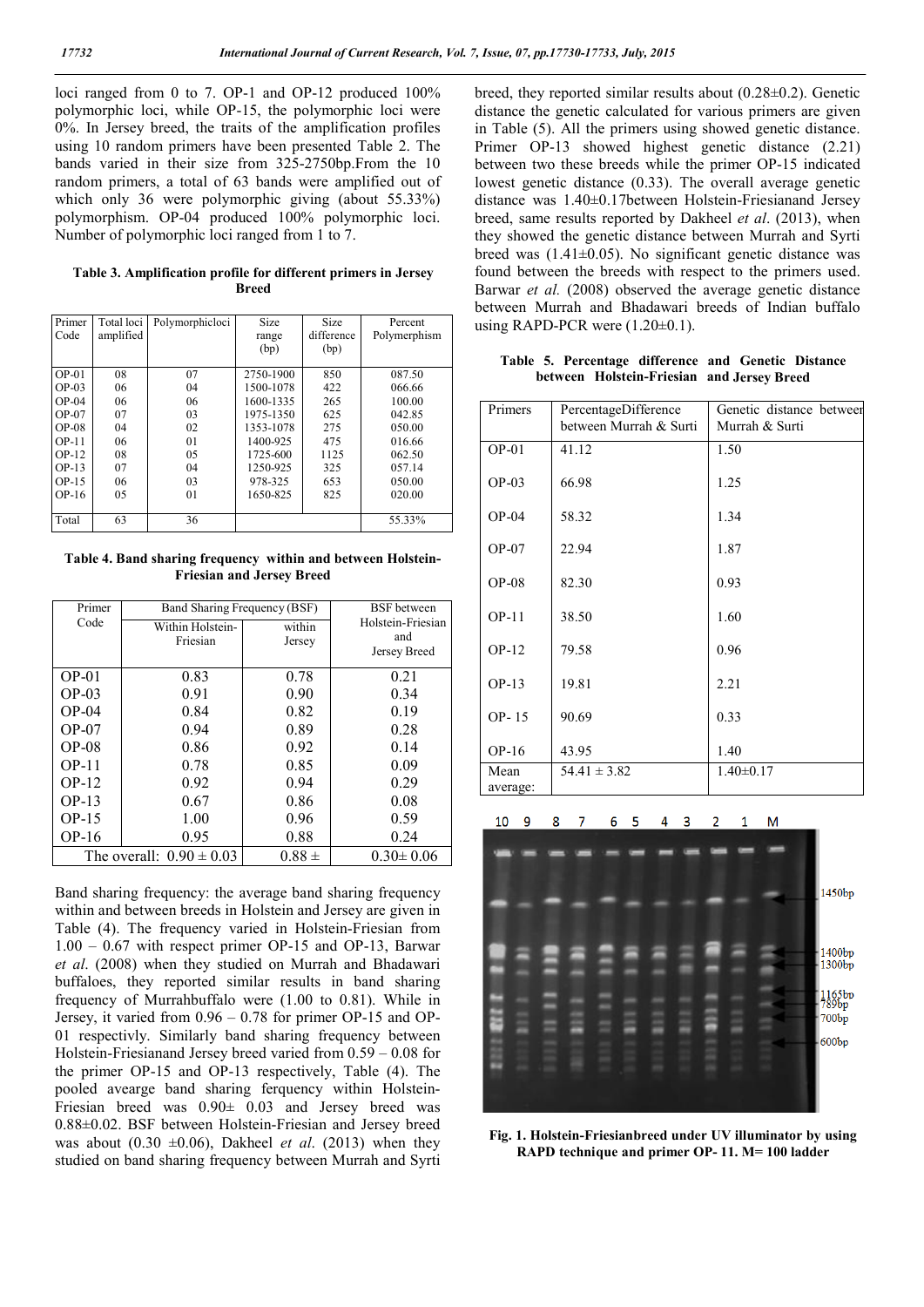loci ranged from 0 to 7. OP-1 and OP-12 produced 100% polymorphic loci, while OP-15, the polymorphic loci were 0%. In Jersey breed, the traits of the amplification profiles using 10 random primers have been presented Table 2. The bands varied in their size from 325-2750bp.From the 10 random primers, a total of 63 bands were amplified out of which only 36 were polymorphic giving (about 55.33%) polymorphism. OP-04 produced 100% polymorphic loci. Number of polymorphic loci ranged from 1 to 7.

**Table 3. Amplification profile for different primers in Jersey Breed**

| Primer Code | Total loci amplified | Polymorphicloci | Size range (bp) | Size difference (bp) | Percent Polymerphism |
|---|---|---|---|---|---|
| OP-01 | 08 | 07 | 2750-1900 | 850 | 087.50 |
| OP-03 | 06 | 04 | 1500-1078 | 422 | 066.66 |
| OP-04 | 06 | 06 | 1600-1335 | 265 | 100.00 |
| OP-07 | 07 | 03 | 1975-1350 | 625 | 042.85 |
| OP-08 | 04 | 02 | 1353-1078 | 275 | 050.00 |
| OP-11 | 06 | 01 | 1400-925 | 475 | 016.66 |
| OP-12 | 08 | 05 | 1725-600 | 1125 | 062.50 |
| OP-13 | 07 | 04 | 1250-925 | 325 | 057.14 |
| OP-15 | 06 | 03 | 978-325 | 653 | 050.00 |
| OP-16 | 05 | 01 | 1650-825 | 825 | 020.00 |
| Total | 63 | 36 | | | 55.33% |

**Table 4. Band sharing frequency within and between Holstein-Friesian and Jersey Breed**

| Primer Code | Band Sharing Frequency (BSF) | | BSF between Holstein-Friesian and Jersey Breed |
|---|---|---|---|
| | Within Holstein-Friesian | within Jersey | |
| OP-01 | 0.83 | 0.78 | 0.21 |
| OP-03 | 0.91 | 0.90 | 0.34 |
| OP-04 | 0.84 | 0.82 | 0.19 |
| OP-07 | 0.94 | 0.89 | 0.28 |
| OP-08 | 0.86 | 0.92 | 0.14 |
| OP-11 | 0.78 | 0.85 | 0.09 |
| OP-12 | 0.92 | 0.94 | 0.29 |
| OP-13 | 0.67 | 0.86 | 0.08 |
| OP-15 | 1.00 | 0.96 | 0.59 |
| OP-16 | 0.95 | 0.88 | 0.24 |
| The overall: | 0.90 ± 0.03 | 0.88 ± | 0.30± 0.06 |

Band sharing frequency: the average band sharing frequency within and between breeds in Holstein and Jersey are given in Table (4). The frequency varied in Holstein-Friesian from 1.00 – 0.67 with respect primer OP-15 and OP-13, Barwar *et al*. (2008) when they studied on Murrah and Bhadawari buffaloes, they reported similar results in band sharing frequency of Murrahbuffalo were (1.00 to 0.81). While in Jersey, it varied from 0.96 – 0.78 for primer OP-15 and OP-01 respectivly. Similarly band sharing frequency between Holstein-Friesianand Jersey breed varied from 0.59 – 0.08 for the primer OP-15 and OP-13 respectively, Table (4). The pooled avearge band sharing ferquency within Holstein-Friesian breed was 0.90± 0.03 and Jersey breed was 0.88±0.02. BSF between Holstein-Friesian and Jersey breed was about (0.30 ±0.06), Dakheel *et al*. (2013) when they studied on band sharing frequency between Murrah and Syrti breed, they reported similar results about (0.28±0.2). Genetic distance the genetic calculated for various primers are given in Table (5). All the primers using showed genetic distance. Primer OP-13 showed highest genetic distance (2.21) between two these breeds while the primer OP-15 indicated lowest genetic distance (0.33). The overall average genetic distance was 1.40±0.17between Holstein-Friesianand Jersey breed, same results reported by Dakheel *et al*. (2013), when they showed the genetic distance between Murrah and Syrti breed was (1.41±0.05). No significant genetic distance was found between the breeds with respect to the primers used. Barwar *et al.* (2008) observed the average genetic distance between Murrah and Bhadawari breeds of Indian buffalo using RAPD-PCR were (1.20±0.1).

**Table 5. Percentage difference and Genetic Distance between Holstein-Friesian and Jersey Breed**

| Primers | PercentageDifference between Murrah & Surti | Genetic distance between Murrah & Surti |
|---|---|---|
| OP-01 | 41.12 | 1.50 |
| OP-03 | 66.98 | 1.25 |
| OP-04 | 58.32 | 1.34 |
| OP-07 | 22.94 | 1.87 |
| OP-08 | 82.30 | 0.93 |
| OP-11 | 38.50 | 1.60 |
| OP-12 | 79.58 | 0.96 |
| OP-13 | 19.81 | 2.21 |
| OP- 15 | 90.69 | 0.33 |
| OP-16 | 43.95 | 1.40 |
| Mean average: | 54.41 ± 3.82 | 1.40±0.17 |

**Fig. 1. Holstein-Friesianbreed under UV illuminator by using RAPD technique and primer OP- 11. M= 100 ladder**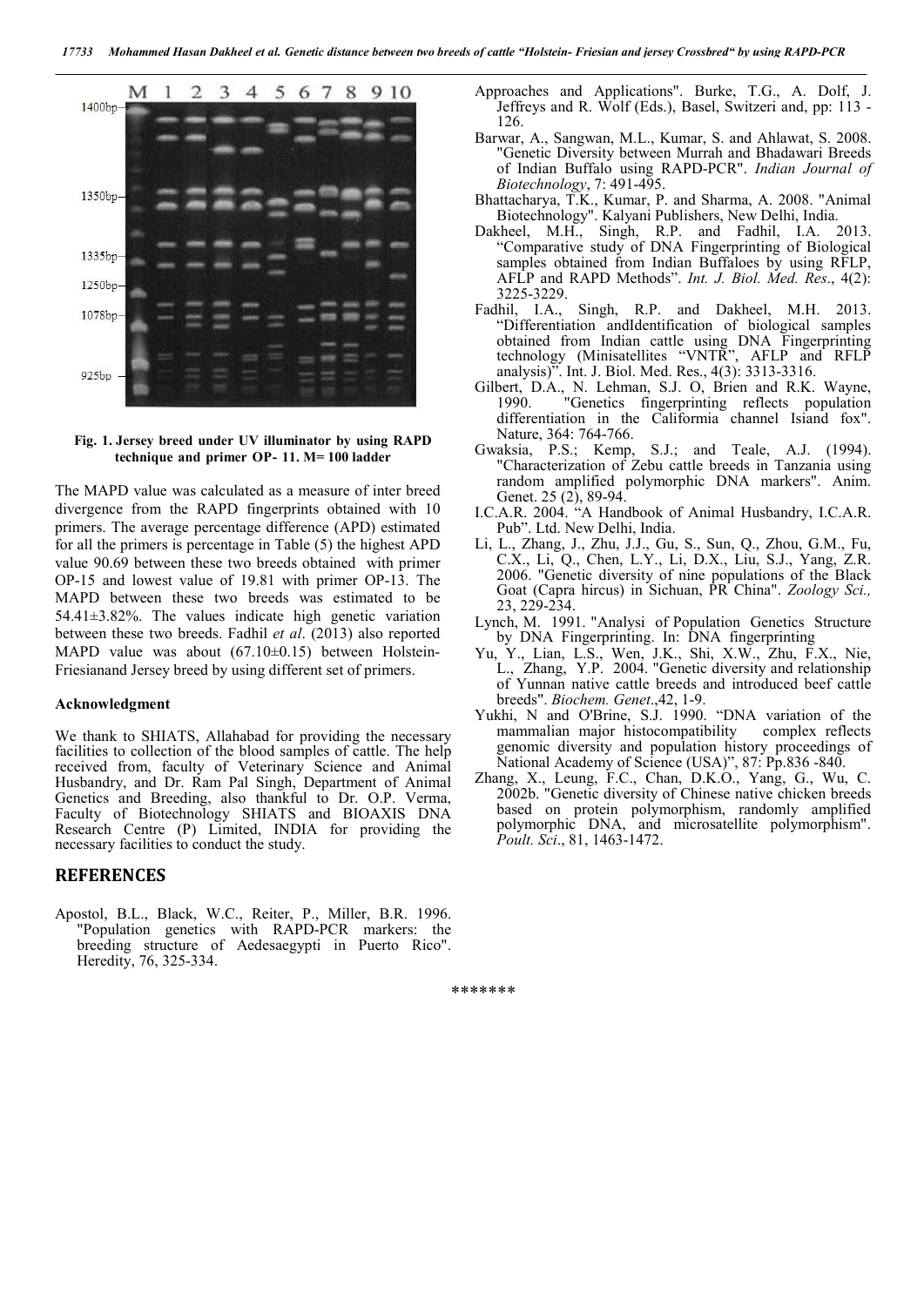M 1 2 3 4 5 6 7 8 9 10

1400bp

1350bp

1335bp

1250bp

1078bp

925bp

**Fig. 1. Jersey breed under UV illuminator by using RAPD technique and primer OP- 11. M= 100 ladder**

The MAPD value was calculated as a measure of inter breed divergence from the RAPD fingerprints obtained with 10 primers. The average percentage difference (APD) estimated for all the primers is percentage in Table (5) the highest APD value 90.69 between these two breeds obtained with primer OP-15 and lowest value of 19.81 with primer OP-13. The MAPD between these two breeds was estimated to be 54.41±3.82%. The values indicate high genetic variation between these two breeds. Fadhil *et al*. (2013) also reported MAPD value was about (67.10±0.15) between Holstein-Friesianand Jersey breed by using different set of primers.

### Acknowledgment

We thank to SHIATS, Allahabad for providing the necessary facilities to collection of the blood samples of cattle. The help received from, faculty of Veterinary Science and Animal Husbandry, and Dr. Ram Pal Singh, Department of Animal Genetics and Breeding, also thankful to Dr. O.P. Verma, Faculty of Biotechnology SHIATS and BIOAXIS DNA Research Centre (P) Limited, INDIA for providing the necessary facilities to conduct the study.

## REFERENCES

Apostol, B.L., Black, W.C., Reiter, P., Miller, B.R. 1996. "Population genetics with RAPD-PCR markers: the breeding structure of Aedesaegypti in Puerto Rico". Heredity, 76, 325-334.

Approaches and Applications". Burke, T.G., A. Dolf, J. Jeffreys and R. Wolf (Eds.), Basel, Switzeri and, pp: 113 - 126.

Barwar, A., Sangwan, M.L., Kumar, S. and Ahlawat, S. 2008. "Genetic Diversity between Murrah and Bhadawari Breeds of Indian Buffalo using RAPD-PCR". *Indian Journal of Biotechnology*, 7: 491-495.

Bhattacharya, T.K., Kumar, P. and Sharma, A. 2008. "Animal Biotechnology". Kalyani Publishers, New Delhi, India.

Dakheel, M.H., Singh, R.P. and Fadhil, I.A. 2013. "Comparative study of DNA Fingerprinting of Biological samples obtained from Indian Buffaloes by using RFLP, AFLP and RAPD Methods". *Int. J. Biol. Med. Res*., 4(2): 3225-3229.

Fadhil, I.A., Singh, R.P. and Dakheel, M.H. 2013. "Differentiation andIdentification of biological samples obtained from Indian cattle using DNA Fingerprinting technology (Minisatellites "VNTR", AFLP and RFLP analysis)". Int. J. Biol. Med. Res., 4(3): 3313-3316.

Gilbert, D.A., N. Lehman, S.J. O, Brien and R.K. Wayne, 1990. "Genetics fingerprinting reflects population differentiation in the Califormia channel Isiand fox". Nature, 364: 764-766.

Gwaksia, P.S.; Kemp, S.J.; and Teale, A.J. (1994). "Characterization of Zebu cattle breeds in Tanzania using random amplified polymorphic DNA markers". Anim. Genet. 25 (2), 89-94.

I.C.A.R. 2004. "A Handbook of Animal Husbandry, I.C.A.R. Pub". Ltd. New Delhi, India.

Li, L., Zhang, J., Zhu, J.J., Gu, S., Sun, Q., Zhou, G.M., Fu, C.X., Li, Q., Chen, L.Y., Li, D.X., Liu, S.J., Yang, Z.R. 2006. "Genetic diversity of nine populations of the Black Goat (Capra hircus) in Sichuan, PR China". *Zoology Sci.,* 23, 229-234.

Lynch, M. 1991. "Analysi of Population Genetics Structure by DNA Fingerprinting. In: DNA fingerprinting

Yu, Y., Lian, L.S., Wen, J.K., Shi, X.W., Zhu, F.X., Nie, L., Zhang, Y.P. 2004. "Genetic diversity and relationship of Yunnan native cattle breeds and introduced beef cattle breeds". *Biochem. Genet*.,42, 1-9.

Yukhi, N and O'Brine, S.J. 1990. "DNA variation of the mammalian major histocompatibility complex reflects genomic diversity and population history proceedings of National Academy of Science (USA)", 87: Pp.836 -840.

Zhang, X., Leung, F.C., Chan, D.K.O., Yang, G., Wu, C. 2002b. "Genetic diversity of Chinese native chicken breeds based on protein polymorphism, randomly amplified polymorphic DNA, and microsatellite polymorphism". *Poult. Sci*., 81, 1463-1472.

*******